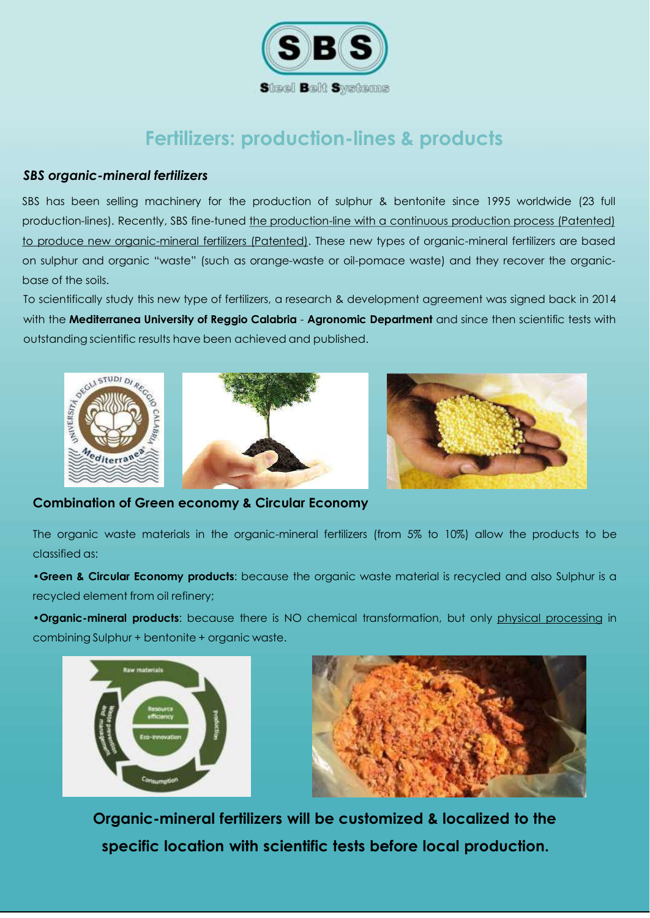# Fertilizers: production-lines & products

### *SBS organic-mineral fertilizers*

SBS has been selling machinery for the production of sulphur & bentonite since 1995 worldwide (23 full production-lines). Recently, SBS fine-tuned the production-line with a continuous production process (Patented) to produce new organic-mineral fertilizers (Patented). These new types of organic-mineral fertilizers are based on sulphur and organic "waste" (such as orange-waste or oil-pomace waste) and they recover the organic-base of the soils.

To scientifically study this new type of fertilizers, a research & development agreement was signed back in 2014 with the **Mediterranea University of Reggio Calabria** - **Agronomic Department** and since then scientific tests with outstanding scientific results have been achieved and published.

### Combination of Green economy & Circular Economy

The organic waste materials in the organic-mineral fertilizers (from 5% to 10%) allow the products to be classified as:

- **Green & Circular Economy products**: because the organic waste material is recycled and also Sulphur is a recycled element from oil refinery;
- **Organic-mineral products**: because there is NO chemical transformation, but only physical processing in combining Sulphur + bentonite + organic waste.

**Organic-mineral fertilizers will be customized & localized to the specific location with scientific tests before local production.**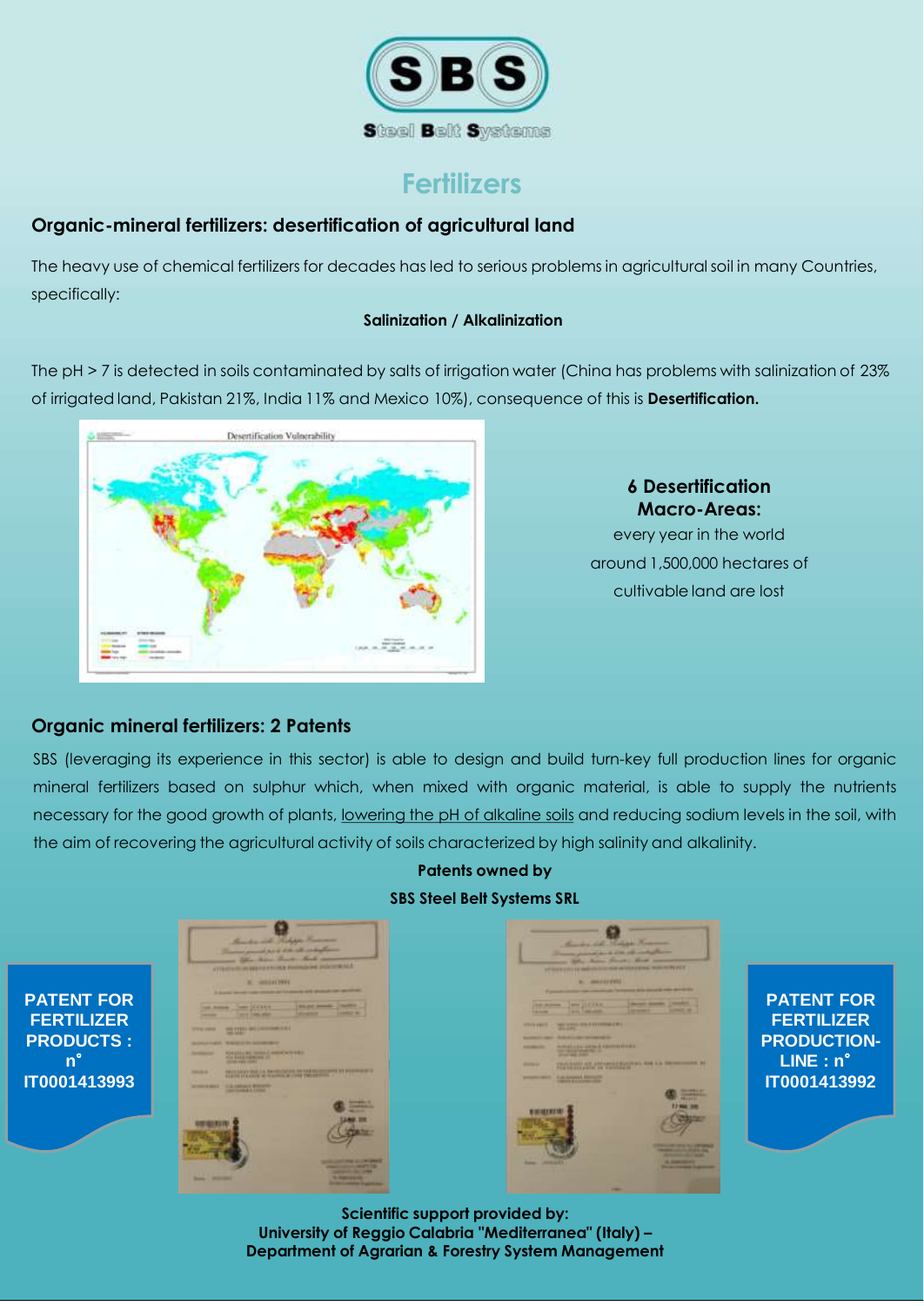# Fertilizers

## Organic-mineral fertilizers: desertification of agricultural land

The heavy use of chemical fertilizers for decades has led to serious problems in agricultural soil in many Countries, specifically:

**Salinization / Alkalinization**

The pH > 7 is detected in soils contaminated by salts of irrigation water (China has problems with salinization of 23% of irrigated land, Pakistan 21%, India 11% and Mexico 10%), consequence of this is **Desertification.**

**6 Desertification Macro-Areas:**

every year in the world around 1,500,000 hectares of cultivable land are lost

## Organic mineral fertilizers: 2 Patents

SBS (leveraging its experience in this sector) is able to design and build turn-key full production lines for organic mineral fertilizers based on sulphur which, when mixed with organic material, is able to supply the nutrients necessary for the good growth of plants, lowering the pH of alkaline soils and reducing sodium levels in the soil, with the aim of recovering the agricultural activity of soils characterized by high salinity and alkalinity.

**Patents owned by**

**SBS Steel Belt Systems SRL**

**PATENT FOR FERTILIZER PRODUCTS : n° IT0001413993**

**PATENT FOR FERTILIZER PRODUCTION-LINE : n° IT0001413992**

**Scientific support provided by:**
**University of Reggio Calabria "Mediterranea" (Italy) – Department of Agrarian & Forestry System Management**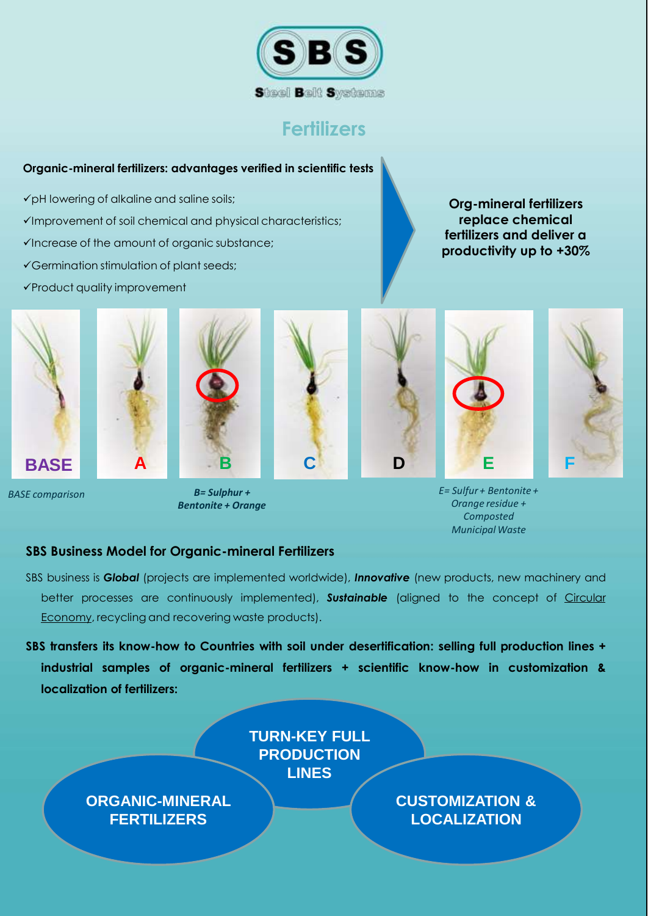SBS

Steel Belt Systems

# Fertilizers

**Organic-mineral fertilizers: advantages verified in scientific tests**

- ✓pH lowering of alkaline and saline soils;
- ✓Improvement of soil chemical and physical characteristics;
- ✓Increase of the amount of organic substance;
- ✓Germination stimulation of plant seeds;
- ✓Product quality improvement

**Org-mineral fertilizers replace chemical fertilizers and deliver a productivity up to +30%**

BASE A B C D E F

*BASE comparison*

***B= Sulphur + Bentonite + Orange***

*E= Sulfur + Bentonite + Orange residue + Composted Municipal Waste*

## SBS Business Model for Organic-mineral Fertilizers

SBS business is ***Global*** (projects are implemented worldwide), ***Innovative*** (new products, new machinery and better processes are continuously implemented), ***Sustainable*** (aligned to the concept of Circular Economy, recycling and recovering waste products).

**SBS transfers its know-how to Countries with soil under desertification: selling full production lines + industrial samples of organic-mineral fertilizers + scientific know-how in customization & localization of fertilizers:**

TURN-KEY FULL PRODUCTION LINES

ORGANIC-MINERAL FERTILIZERS

CUSTOMIZATION & LOCALIZATION